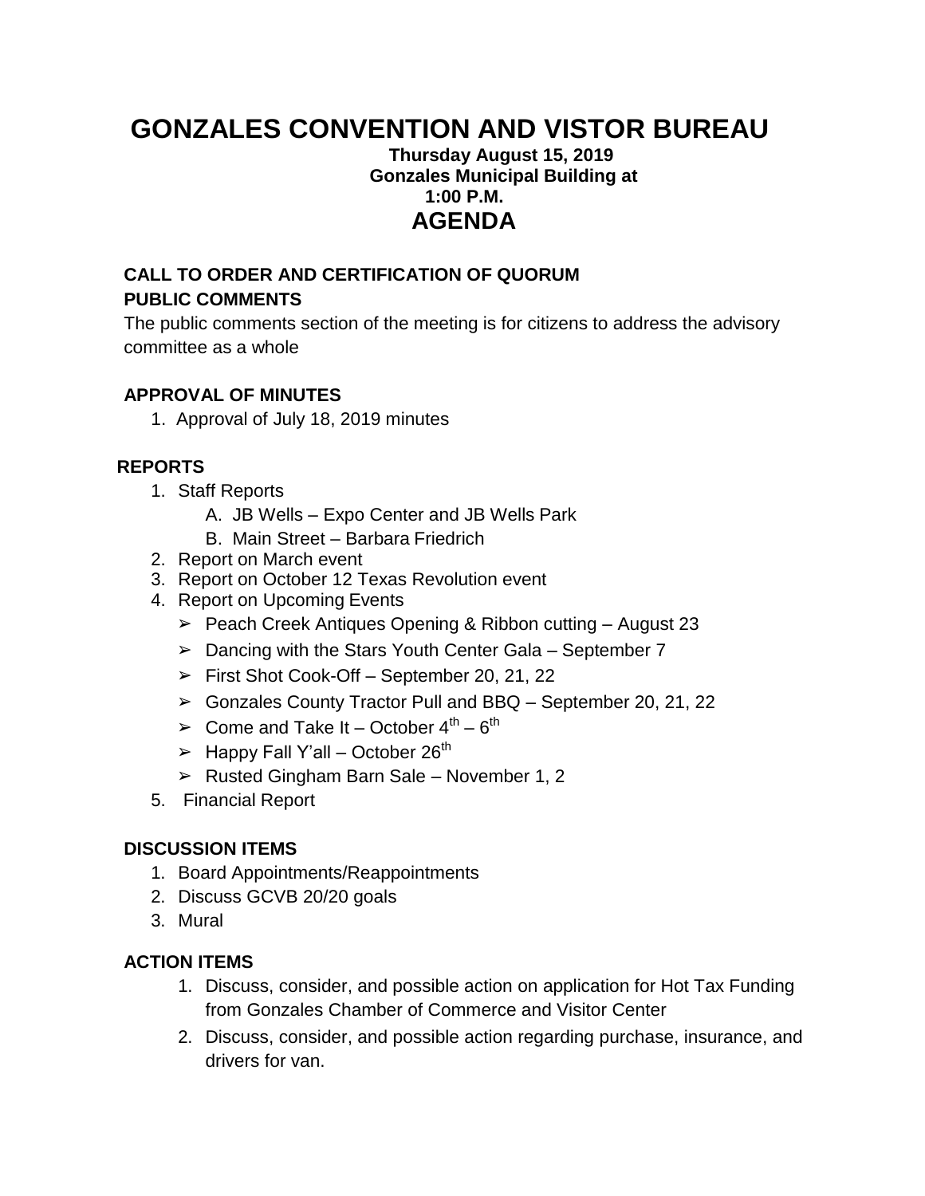# GONZALES CONVENTION AND VISTOR BUREAU

**Thursday August 15, 2019**
**Gonzales Municipal Building at**
**1:00 P.M.**

## AGENDA

**CALL TO ORDER AND CERTIFICATION OF QUORUM**

**PUBLIC COMMENTS**

The public comments section of the meeting is for citizens to address the advisory committee as a whole

**APPROVAL OF MINUTES**

1. Approval of July 18, 2019 minutes

**REPORTS**

1. Staff Reports
   A. JB Wells – Expo Center and JB Wells Park
   B. Main Street – Barbara Friedrich
2. Report on March event
3. Report on October 12 Texas Revolution event
4. Report on Upcoming Events
   - Peach Creek Antiques Opening & Ribbon cutting – August 23
   - Dancing with the Stars Youth Center Gala – September 7
   - First Shot Cook-Off – September 20, 21, 22
   - Gonzales County Tractor Pull and BBQ – September 20, 21, 22
   - Come and Take It – October 4th – 6th
   - Happy Fall Y'all – October 26th
   - Rusted Gingham Barn Sale – November 1, 2
5. Financial Report

**DISCUSSION ITEMS**

1. Board Appointments/Reappointments
2. Discuss GCVB 20/20 goals
3. Mural

**ACTION ITEMS**

1. Discuss, consider, and possible action on application for Hot Tax Funding from Gonzales Chamber of Commerce and Visitor Center
2. Discuss, consider, and possible action regarding purchase, insurance, and drivers for van.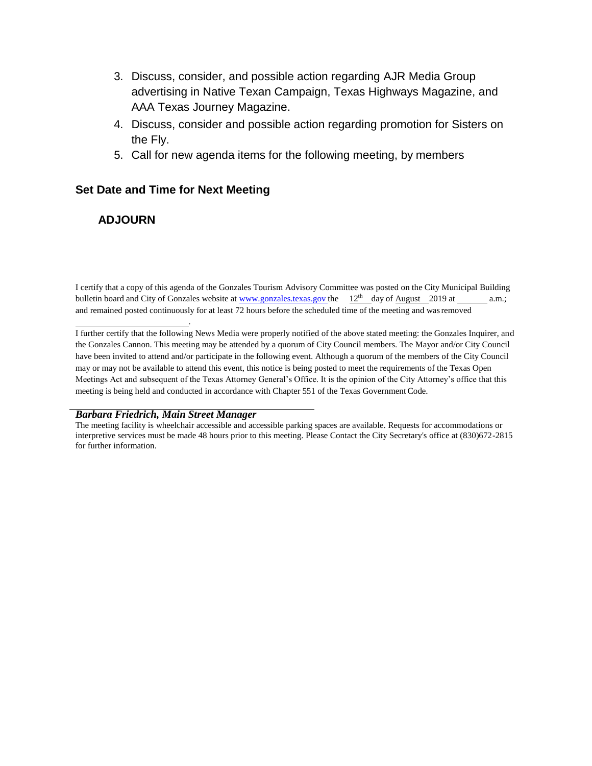3. Discuss, consider, and possible action regarding AJR Media Group advertising in Native Texan Campaign, Texas Highways Magazine, and AAA Texas Journey Magazine.
4. Discuss, consider and possible action regarding promotion for Sisters on the Fly.
5. Call for new agenda items for the following meeting, by members

## Set Date and Time for Next Meeting

## ADJOURN

I certify that a copy of this agenda of the Gonzales Tourism Advisory Committee was posted on the City Municipal Building bulletin board and City of Gonzales website at www.gonzales.texas.gov the 12th day of August 2019 at _______ a.m.; and remained posted continuously for at least 72 hours before the scheduled time of the meeting and was removed _______________________.

I further certify that the following News Media were properly notified of the above stated meeting: the Gonzales Inquirer, and the Gonzales Cannon. This meeting may be attended by a quorum of City Council members. The Mayor and/or City Council have been invited to attend and/or participate in the following event. Although a quorum of the members of the City Council may or may not be available to attend this event, this notice is being posted to meet the requirements of the Texas Open Meetings Act and subsequent of the Texas Attorney General's Office. It is the opinion of the City Attorney's office that this meeting is being held and conducted in accordance with Chapter 551 of the Texas Government Code.

___________________________________

***Barbara Friedrich, Main Street Manager***

The meeting facility is wheelchair accessible and accessible parking spaces are available. Requests for accommodations or interpretive services must be made 48 hours prior to this meeting. Please Contact the City Secretary's office at (830)672-2815 for further information.